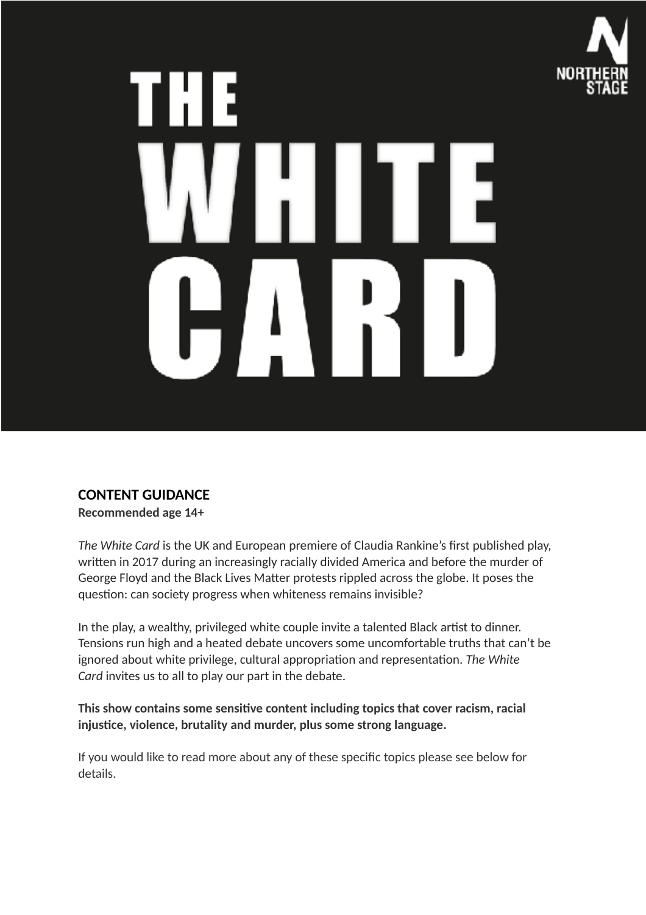# THE WHITE CARD

NORTHERN STAGE

**CONTENT GUIDANCE**

**Recommended age 14+**

*The White Card* is the UK and European premiere of Claudia Rankine's first published play, written in 2017 during an increasingly racially divided America and before the murder of George Floyd and the Black Lives Matter protests rippled across the globe. It poses the question: can society progress when whiteness remains invisible?

In the play, a wealthy, privileged white couple invite a talented Black artist to dinner. Tensions run high and a heated debate uncovers some uncomfortable truths that can't be ignored about white privilege, cultural appropriation and representation. *The White Card* invites us to all to play our part in the debate.

**This show contains some sensitive content including topics that cover racism, racial injustice, violence, brutality and murder, plus some strong language.**

If you would like to read more about any of these specific topics please see below for details.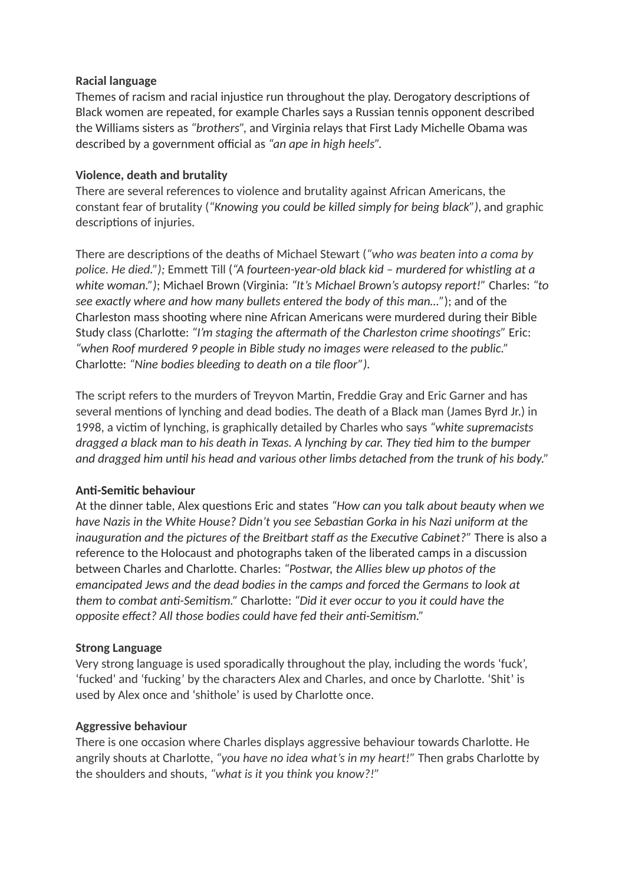**Racial language**
Themes of racism and racial injustice run throughout the play. Derogatory descriptions of Black women are repeated, for example Charles says a Russian tennis opponent described the Williams sisters as *"brothers*", and Virginia relays that First Lady Michelle Obama was described by a government official as *"an ape in high heels*".

**Violence, death and brutality**
There are several references to violence and brutality against African Americans, the constant fear of brutality (*"Knowing you could be killed simply for being black")*, and graphic descriptions of injuries.

There are descriptions of the deaths of Michael Stewart (*"who was beaten into a coma by police. He died*."*);* Emmett Till (*"A fourteen-year-old black kid – murdered for whistling at a white woman*."*)*; Michael Brown (Virginia: *"It's Michael Brown's autopsy report!*" Charles: *"to see exactly where and how many bullets entered the body of this man…*"); and of the Charleston mass shooting where nine African Americans were murdered during their Bible Study class (Charlotte: *"I'm staging the aftermath of the Charleston crime shootings*" Eric: *"when Roof murdered 9 people in Bible study no images were released to the public*." Charlotte: *"Nine bodies bleeding to death on a tile floor")*.

The script refers to the murders of Treyvon Martin, Freddie Gray and Eric Garner and has several mentions of lynching and dead bodies. The death of a Black man (James Byrd Jr.) in 1998, a victim of lynching, is graphically detailed by Charles who says *"white supremacists dragged a black man to his death in Texas. A lynching by car. They tied him to the bumper and dragged him until his head and various other limbs detached from the trunk of his body*."

**Anti-Semitic behaviour**
At the dinner table, Alex questions Eric and states *"How can you talk about beauty when we have Nazis in the White House? Didn't you see Sebastian Gorka in his Nazi uniform at the inauguration and the pictures of the Breitbart staff as the Executive Cabinet?*" There is also a reference to the Holocaust and photographs taken of the liberated camps in a discussion between Charles and Charlotte. Charles: *"Postwar, the Allies blew up photos of the emancipated Jews and the dead bodies in the camps and forced the Germans to look at them to combat anti-Semitism*." Charlotte: *"Did it ever occur to you it could have the opposite effect? All those bodies could have fed their anti-Semitism*."

**Strong Language**
Very strong language is used sporadically throughout the play, including the words 'fuck', 'fucked' and 'fucking' by the characters Alex and Charles, and once by Charlotte. 'Shit' is used by Alex once and 'shithole' is used by Charlotte once.

**Aggressive behaviour**
There is one occasion where Charles displays aggressive behaviour towards Charlotte. He angrily shouts at Charlotte, *"you have no idea what's in my heart!*" Then grabs Charlotte by the shoulders and shouts, *"what is it you think you know?!*"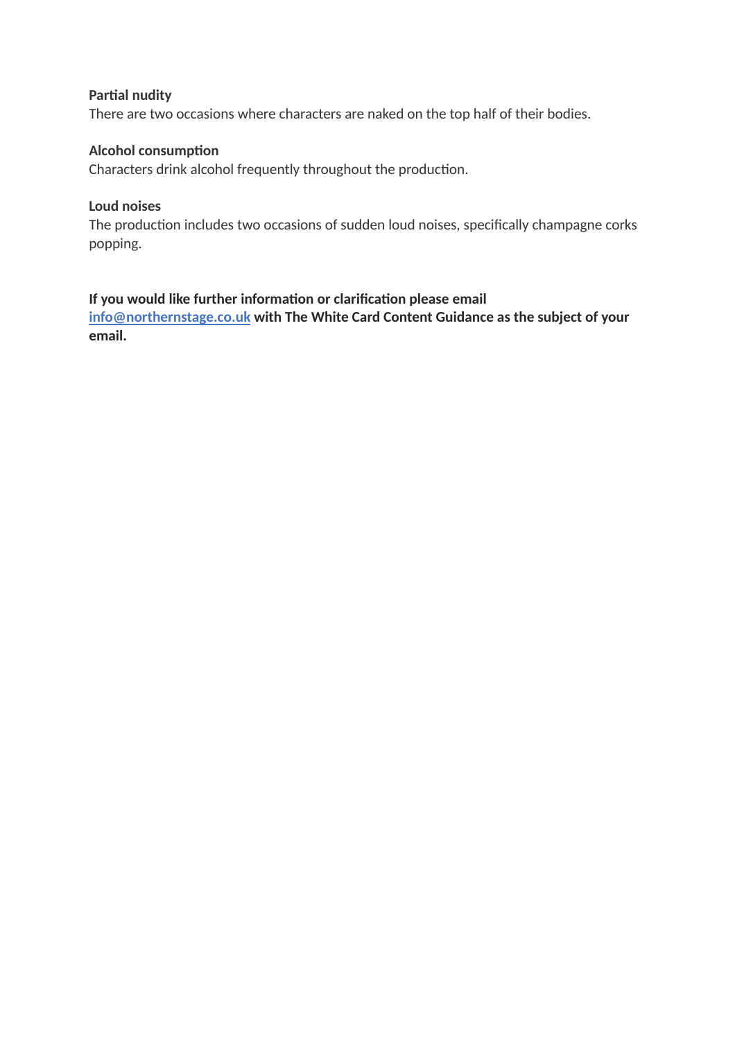**Partial nudity**
There are two occasions where characters are naked on the top half of their bodies.

**Alcohol consumption**
Characters drink alcohol frequently throughout the production.

**Loud noises**
The production includes two occasions of sudden loud noises, specifically champagne corks popping.

**If you would like further information or clarification please email [info@northernstage.co.uk](mailto:info@northernstage.co.uk) with The White Card Content Guidance as the subject of your email.**